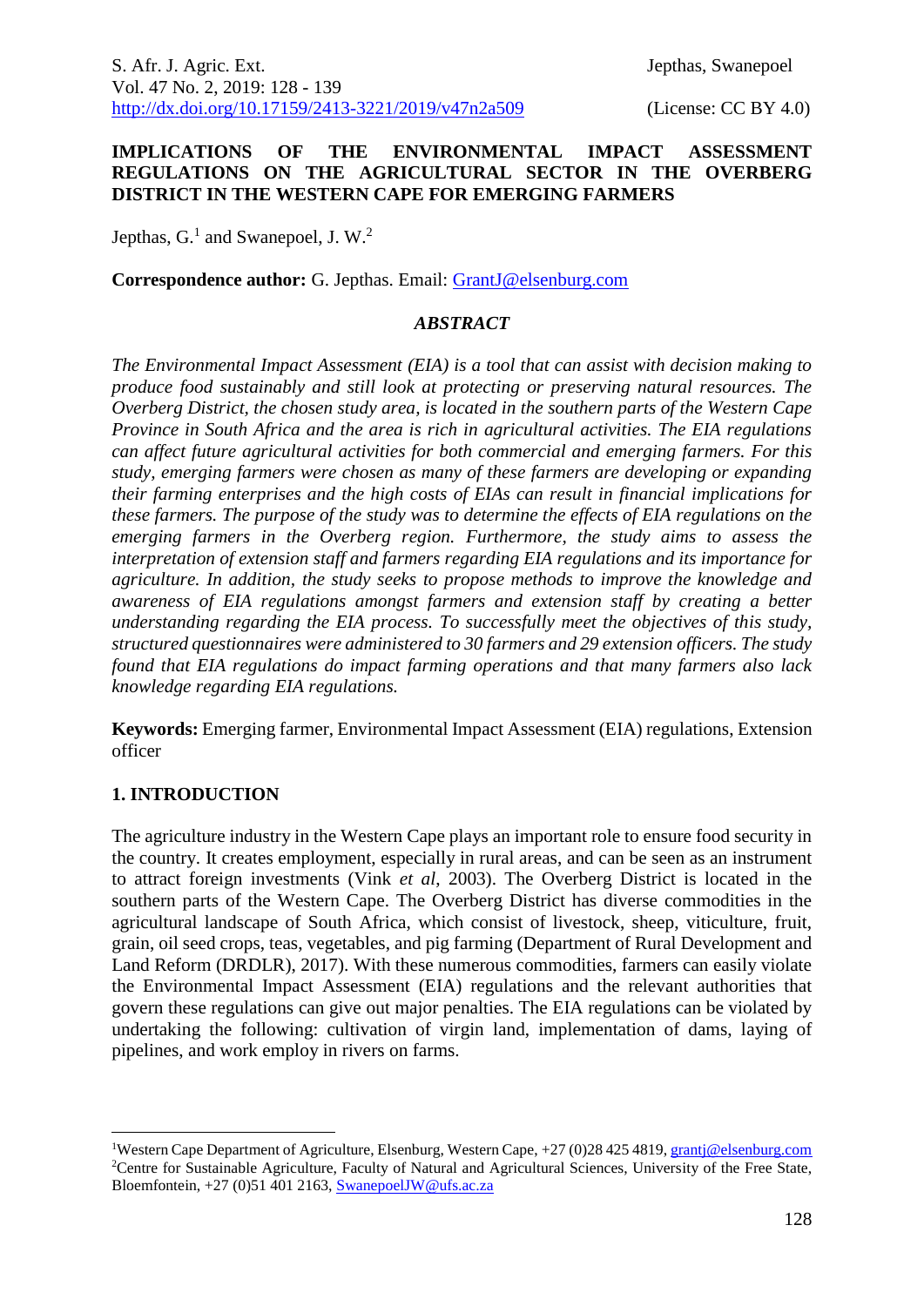# IMPLICATIONS OF THE ENVIRONMENTAL IMPACT ASSESSMENT REGULATIONS ON THE AGRICULTURAL SECTOR IN THE OVERBERG DISTRICT IN THE WESTERN CAPE FOR EMERGING FARMERS

Jepthas, G.[1] and Swanepoel, J. W.[2]

**Correspondence author:** G. Jepthas. Email: GrantJ@elsenburg.com

## *ABSTRACT*

*The Environmental Impact Assessment (EIA) is a tool that can assist with decision making to produce food sustainably and still look at protecting or preserving natural resources. The Overberg District, the chosen study area, is located in the southern parts of the Western Cape Province in South Africa and the area is rich in agricultural activities. The EIA regulations can affect future agricultural activities for both commercial and emerging farmers. For this study, emerging farmers were chosen as many of these farmers are developing or expanding their farming enterprises and the high costs of EIAs can result in financial implications for these farmers. The purpose of the study was to determine the effects of EIA regulations on the emerging farmers in the Overberg region. Furthermore, the study aims to assess the interpretation of extension staff and farmers regarding EIA regulations and its importance for agriculture. In addition, the study seeks to propose methods to improve the knowledge and awareness of EIA regulations amongst farmers and extension staff by creating a better understanding regarding the EIA process. To successfully meet the objectives of this study, structured questionnaires were administered to 30 farmers and 29 extension officers. The study found that EIA regulations do impact farming operations and that many farmers also lack knowledge regarding EIA regulations.*

**Keywords:** Emerging farmer, Environmental Impact Assessment (EIA) regulations, Extension officer

## 1. INTRODUCTION

The agriculture industry in the Western Cape plays an important role to ensure food security in the country. It creates employment, especially in rural areas, and can be seen as an instrument to attract foreign investments (Vink *et al*, 2003). The Overberg District is located in the southern parts of the Western Cape. The Overberg District has diverse commodities in the agricultural landscape of South Africa, which consist of livestock, sheep, viticulture, fruit, grain, oil seed crops, teas, vegetables, and pig farming (Department of Rural Development and Land Reform (DRDLR), 2017). With these numerous commodities, farmers can easily violate the Environmental Impact Assessment (EIA) regulations and the relevant authorities that govern these regulations can give out major penalties. The EIA regulations can be violated by undertaking the following: cultivation of virgin land, implementation of dams, laying of pipelines, and work employ in rivers on farms.

---

[1] Western Cape Department of Agriculture, Elsenburg, Western Cape, +27 (0)28 425 4819, grantj@elsenburg.com

[2] Centre for Sustainable Agriculture, Faculty of Natural and Agricultural Sciences, University of the Free State, Bloemfontein, +27 (0)51 401 2163, SwanepoelJW@ufs.ac.za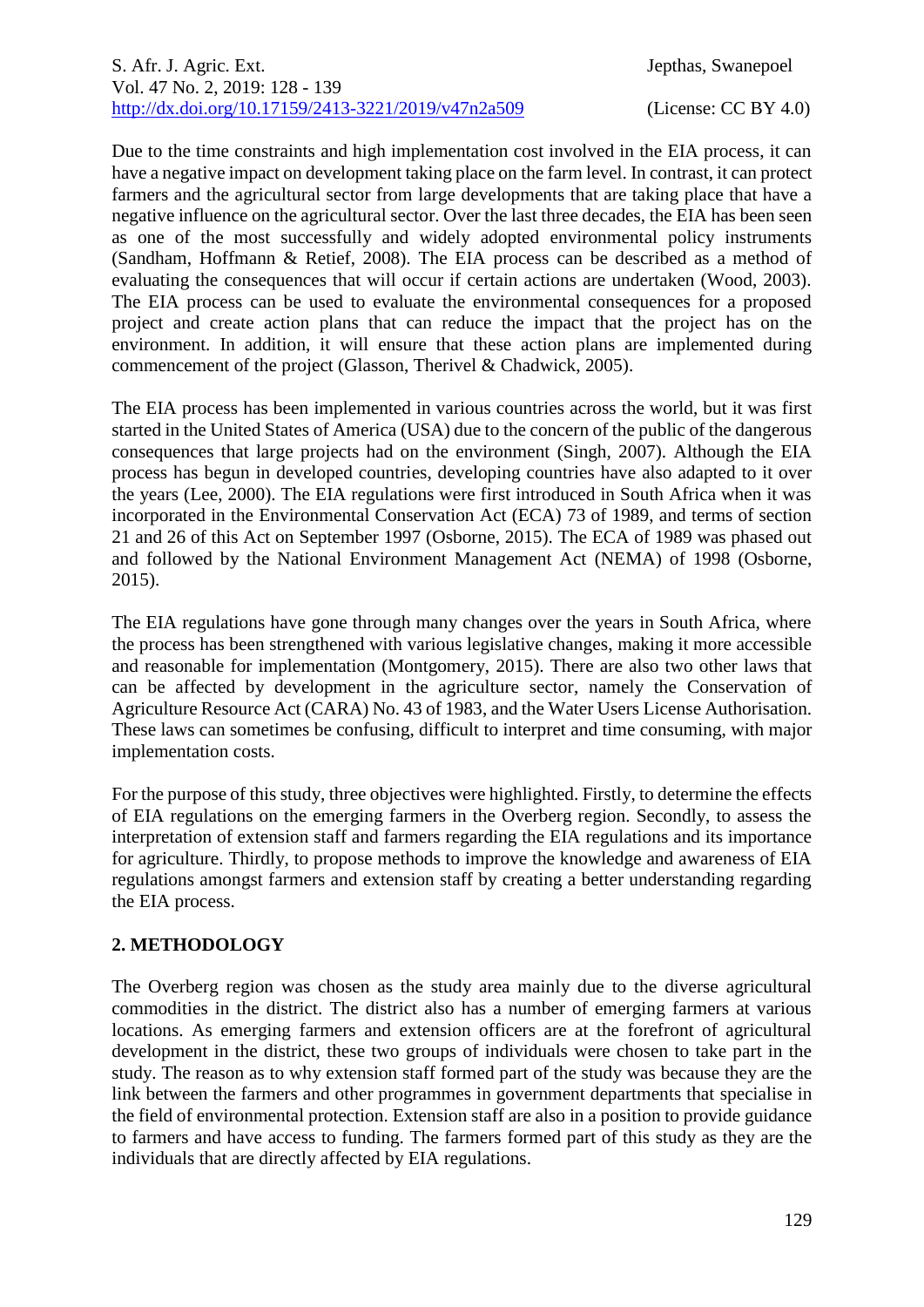Due to the time constraints and high implementation cost involved in the EIA process, it can have a negative impact on development taking place on the farm level. In contrast, it can protect farmers and the agricultural sector from large developments that are taking place that have a negative influence on the agricultural sector. Over the last three decades, the EIA has been seen as one of the most successfully and widely adopted environmental policy instruments (Sandham, Hoffmann & Retief, 2008). The EIA process can be described as a method of evaluating the consequences that will occur if certain actions are undertaken (Wood, 2003). The EIA process can be used to evaluate the environmental consequences for a proposed project and create action plans that can reduce the impact that the project has on the environment. In addition, it will ensure that these action plans are implemented during commencement of the project (Glasson, Therivel & Chadwick, 2005).

The EIA process has been implemented in various countries across the world, but it was first started in the United States of America (USA) due to the concern of the public of the dangerous consequences that large projects had on the environment (Singh, 2007). Although the EIA process has begun in developed countries, developing countries have also adapted to it over the years (Lee, 2000). The EIA regulations were first introduced in South Africa when it was incorporated in the Environmental Conservation Act (ECA) 73 of 1989, and terms of section 21 and 26 of this Act on September 1997 (Osborne, 2015). The ECA of 1989 was phased out and followed by the National Environment Management Act (NEMA) of 1998 (Osborne, 2015).

The EIA regulations have gone through many changes over the years in South Africa, where the process has been strengthened with various legislative changes, making it more accessible and reasonable for implementation (Montgomery, 2015). There are also two other laws that can be affected by development in the agriculture sector, namely the Conservation of Agriculture Resource Act (CARA) No. 43 of 1983, and the Water Users License Authorisation. These laws can sometimes be confusing, difficult to interpret and time consuming, with major implementation costs.

For the purpose of this study, three objectives were highlighted. Firstly, to determine the effects of EIA regulations on the emerging farmers in the Overberg region. Secondly, to assess the interpretation of extension staff and farmers regarding the EIA regulations and its importance for agriculture. Thirdly, to propose methods to improve the knowledge and awareness of EIA regulations amongst farmers and extension staff by creating a better understanding regarding the EIA process.

## 2. METHODOLOGY

The Overberg region was chosen as the study area mainly due to the diverse agricultural commodities in the district. The district also has a number of emerging farmers at various locations. As emerging farmers and extension officers are at the forefront of agricultural development in the district, these two groups of individuals were chosen to take part in the study. The reason as to why extension staff formed part of the study was because they are the link between the farmers and other programmes in government departments that specialise in the field of environmental protection. Extension staff are also in a position to provide guidance to farmers and have access to funding. The farmers formed part of this study as they are the individuals that are directly affected by EIA regulations.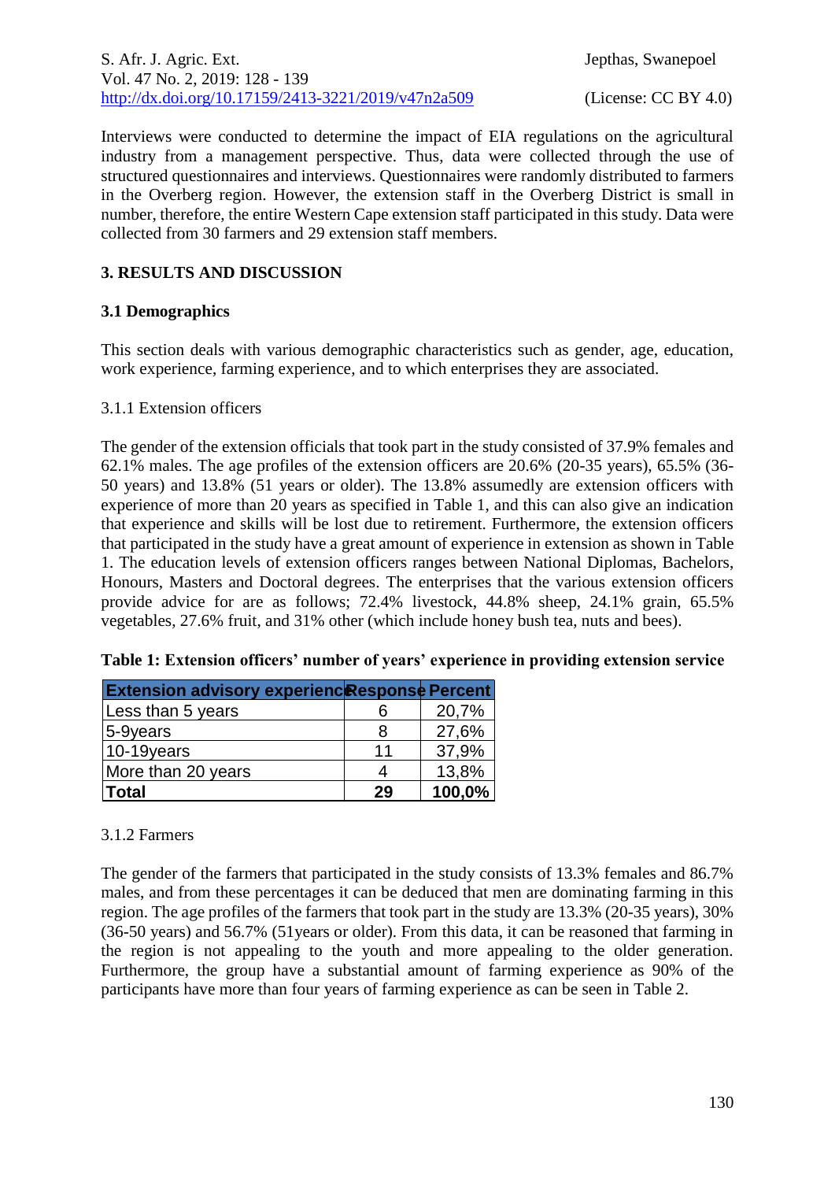Interviews were conducted to determine the impact of EIA regulations on the agricultural industry from a management perspective. Thus, data were collected through the use of structured questionnaires and interviews. Questionnaires were randomly distributed to farmers in the Overberg region. However, the extension staff in the Overberg District is small in number, therefore, the entire Western Cape extension staff participated in this study. Data were collected from 30 farmers and 29 extension staff members.

## 3. RESULTS AND DISCUSSION

### 3.1 Demographics

This section deals with various demographic characteristics such as gender, age, education, work experience, farming experience, and to which enterprises they are associated.

#### 3.1.1 Extension officers

The gender of the extension officials that took part in the study consisted of 37.9% females and 62.1% males. The age profiles of the extension officers are 20.6% (20-35 years), 65.5% (36-50 years) and 13.8% (51 years or older). The 13.8% assumedly are extension officers with experience of more than 20 years as specified in Table 1, and this can also give an indication that experience and skills will be lost due to retirement. Furthermore, the extension officers that participated in the study have a great amount of experience in extension as shown in Table 1. The education levels of extension officers ranges between National Diplomas, Bachelors, Honours, Masters and Doctoral degrees. The enterprises that the various extension officers provide advice for are as follows; 72.4% livestock, 44.8% sheep, 24.1% grain, 65.5% vegetables, 27.6% fruit, and 31% other (which include honey bush tea, nuts and bees).

**Table 1: Extension officers' number of years' experience in providing extension service**

| Extension advisory experience | Response | Percent |
|---|---|---|
| Less than 5 years | 6 | 20,7% |
| 5-9years | 8 | 27,6% |
| 10-19years | 11 | 37,9% |
| More than 20 years | 4 | 13,8% |
| **Total** | **29** | **100,0%** |

#### 3.1.2 Farmers

The gender of the farmers that participated in the study consists of 13.3% females and 86.7% males, and from these percentages it can be deduced that men are dominating farming in this region. The age profiles of the farmers that took part in the study are 13.3% (20-35 years), 30% (36-50 years) and 56.7% (51years or older). From this data, it can be reasoned that farming in the region is not appealing to the youth and more appealing to the older generation. Furthermore, the group have a substantial amount of farming experience as 90% of the participants have more than four years of farming experience as can be seen in Table 2.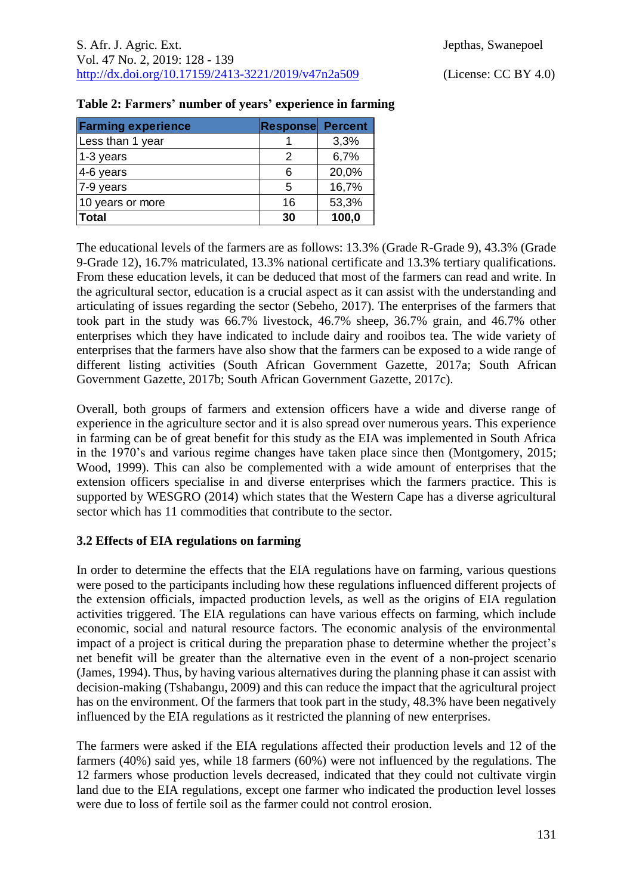**Table 2: Farmers' number of years' experience in farming**

| Farming experience | Response | Percent |
|---|---|---|
| Less than 1 year | 1 | 3,3% |
| 1-3 years | 2 | 6,7% |
| 4-6 years | 6 | 20,0% |
| 7-9 years | 5 | 16,7% |
| 10 years or more | 16 | 53,3% |
| **Total** | **30** | **100,0** |

The educational levels of the farmers are as follows: 13.3% (Grade R-Grade 9), 43.3% (Grade 9-Grade 12), 16.7% matriculated, 13.3% national certificate and 13.3% tertiary qualifications. From these education levels, it can be deduced that most of the farmers can read and write. In the agricultural sector, education is a crucial aspect as it can assist with the understanding and articulating of issues regarding the sector (Sebeho, 2017). The enterprises of the farmers that took part in the study was 66.7% livestock, 46.7% sheep, 36.7% grain, and 46.7% other enterprises which they have indicated to include dairy and rooibos tea. The wide variety of enterprises that the farmers have also show that the farmers can be exposed to a wide range of different listing activities (South African Government Gazette, 2017a; South African Government Gazette, 2017b; South African Government Gazette, 2017c).

Overall, both groups of farmers and extension officers have a wide and diverse range of experience in the agriculture sector and it is also spread over numerous years. This experience in farming can be of great benefit for this study as the EIA was implemented in South Africa in the 1970's and various regime changes have taken place since then (Montgomery, 2015; Wood, 1999). This can also be complemented with a wide amount of enterprises that the extension officers specialise in and diverse enterprises which the farmers practice. This is supported by WESGRO (2014) which states that the Western Cape has a diverse agricultural sector which has 11 commodities that contribute to the sector.

### 3.2 Effects of EIA regulations on farming

In order to determine the effects that the EIA regulations have on farming, various questions were posed to the participants including how these regulations influenced different projects of the extension officials, impacted production levels, as well as the origins of EIA regulation activities triggered. The EIA regulations can have various effects on farming, which include economic, social and natural resource factors. The economic analysis of the environmental impact of a project is critical during the preparation phase to determine whether the project's net benefit will be greater than the alternative even in the event of a non-project scenario (James, 1994). Thus, by having various alternatives during the planning phase it can assist with decision-making (Tshabangu, 2009) and this can reduce the impact that the agricultural project has on the environment. Of the farmers that took part in the study, 48.3% have been negatively influenced by the EIA regulations as it restricted the planning of new enterprises.

The farmers were asked if the EIA regulations affected their production levels and 12 of the farmers (40%) said yes, while 18 farmers (60%) were not influenced by the regulations. The 12 farmers whose production levels decreased, indicated that they could not cultivate virgin land due to the EIA regulations, except one farmer who indicated the production level losses were due to loss of fertile soil as the farmer could not control erosion.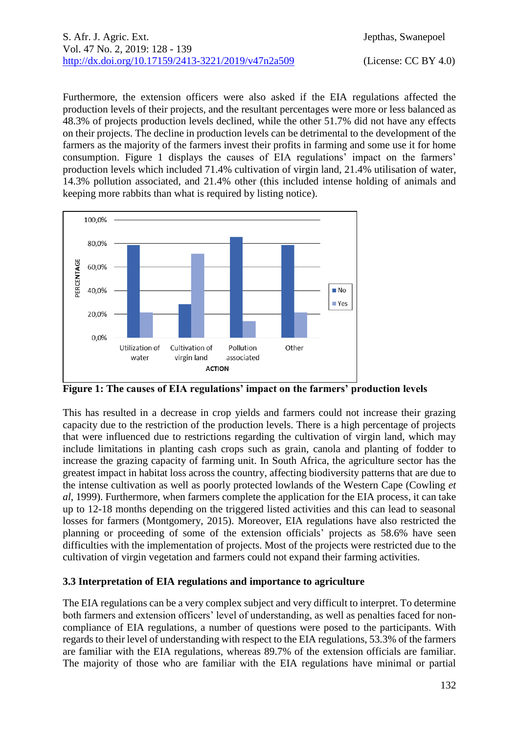Furthermore, the extension officers were also asked if the EIA regulations affected the production levels of their projects, and the resultant percentages were more or less balanced as 48.3% of projects production levels declined, while the other 51.7% did not have any effects on their projects. The decline in production levels can be detrimental to the development of the farmers as the majority of the farmers invest their profits in farming and some use it for home consumption. Figure 1 displays the causes of EIA regulations' impact on the farmers' production levels which included 71.4% cultivation of virgin land, 21.4% utilisation of water, 14.3% pollution associated, and 21.4% other (this included intense holding of animals and keeping more rabbits than what is required by listing notice).

**Figure 1: The causes of EIA regulations' impact on the farmers' production levels**

This has resulted in a decrease in crop yields and farmers could not increase their grazing capacity due to the restriction of the production levels. There is a high percentage of projects that were influenced due to restrictions regarding the cultivation of virgin land, which may include limitations in planting cash crops such as grain, canola and planting of fodder to increase the grazing capacity of farming unit. In South Africa, the agriculture sector has the greatest impact in habitat loss across the country, affecting biodiversity patterns that are due to the intense cultivation as well as poorly protected lowlands of the Western Cape (Cowling *et al*, 1999). Furthermore, when farmers complete the application for the EIA process, it can take up to 12-18 months depending on the triggered listed activities and this can lead to seasonal losses for farmers (Montgomery, 2015). Moreover, EIA regulations have also restricted the planning or proceeding of some of the extension officials' projects as 58.6% have seen difficulties with the implementation of projects. Most of the projects were restricted due to the cultivation of virgin vegetation and farmers could not expand their farming activities.

### 3.3 Interpretation of EIA regulations and importance to agriculture

The EIA regulations can be a very complex subject and very difficult to interpret. To determine both farmers and extension officers' level of understanding, as well as penalties faced for non-compliance of EIA regulations, a number of questions were posed to the participants. With regards to their level of understanding with respect to the EIA regulations, 53.3% of the farmers are familiar with the EIA regulations, whereas 89.7% of the extension officials are familiar. The majority of those who are familiar with the EIA regulations have minimal or partial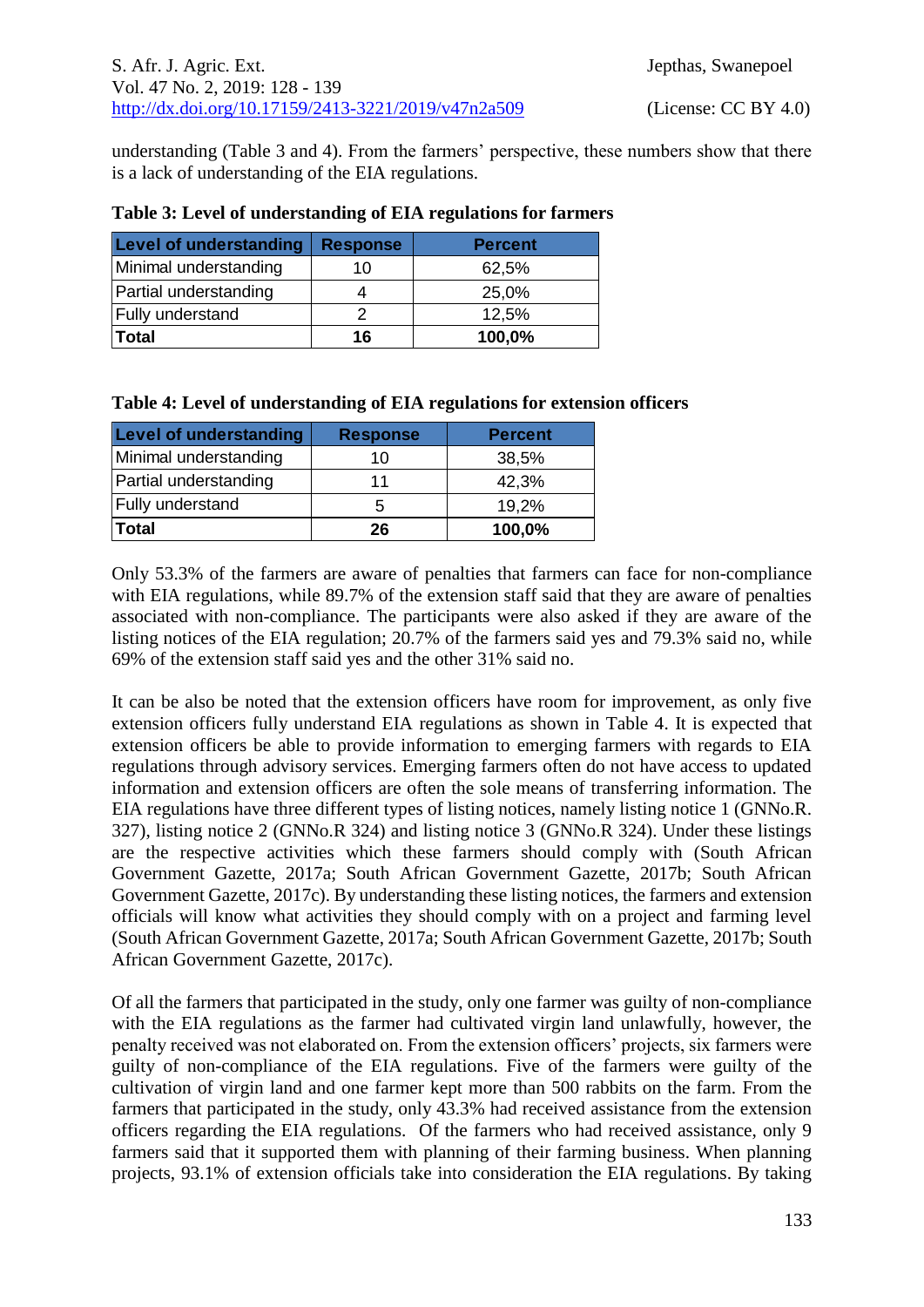understanding (Table 3 and 4). From the farmers' perspective, these numbers show that there is a lack of understanding of the EIA regulations.

**Table 3: Level of understanding of EIA regulations for farmers**

| Level of understanding | Response | Percent |
|---|---|---|
| Minimal understanding | 10 | 62,5% |
| Partial understanding | 4 | 25,0% |
| Fully understand | 2 | 12,5% |
| **Total** | **16** | **100,0%** |

**Table 4: Level of understanding of EIA regulations for extension officers**

| Level of understanding | Response | Percent |
|---|---|---|
| Minimal understanding | 10 | 38,5% |
| Partial understanding | 11 | 42,3% |
| Fully understand | 5 | 19,2% |
| **Total** | **26** | **100,0%** |

Only 53.3% of the farmers are aware of penalties that farmers can face for non-compliance with EIA regulations, while 89.7% of the extension staff said that they are aware of penalties associated with non-compliance. The participants were also asked if they are aware of the listing notices of the EIA regulation; 20.7% of the farmers said yes and 79.3% said no, while 69% of the extension staff said yes and the other 31% said no.

It can be also be noted that the extension officers have room for improvement, as only five extension officers fully understand EIA regulations as shown in Table 4. It is expected that extension officers be able to provide information to emerging farmers with regards to EIA regulations through advisory services. Emerging farmers often do not have access to updated information and extension officers are often the sole means of transferring information. The EIA regulations have three different types of listing notices, namely listing notice 1 (GNNo.R. 327), listing notice 2 (GNNo.R 324) and listing notice 3 (GNNo.R 324). Under these listings are the respective activities which these farmers should comply with (South African Government Gazette, 2017a; South African Government Gazette, 2017b; South African Government Gazette, 2017c). By understanding these listing notices, the farmers and extension officials will know what activities they should comply with on a project and farming level (South African Government Gazette, 2017a; South African Government Gazette, 2017b; South African Government Gazette, 2017c).

Of all the farmers that participated in the study, only one farmer was guilty of non-compliance with the EIA regulations as the farmer had cultivated virgin land unlawfully, however, the penalty received was not elaborated on. From the extension officers' projects, six farmers were guilty of non-compliance of the EIA regulations. Five of the farmers were guilty of the cultivation of virgin land and one farmer kept more than 500 rabbits on the farm. From the farmers that participated in the study, only 43.3% had received assistance from the extension officers regarding the EIA regulations. Of the farmers who had received assistance, only 9 farmers said that it supported them with planning of their farming business. When planning projects, 93.1% of extension officials take into consideration the EIA regulations. By taking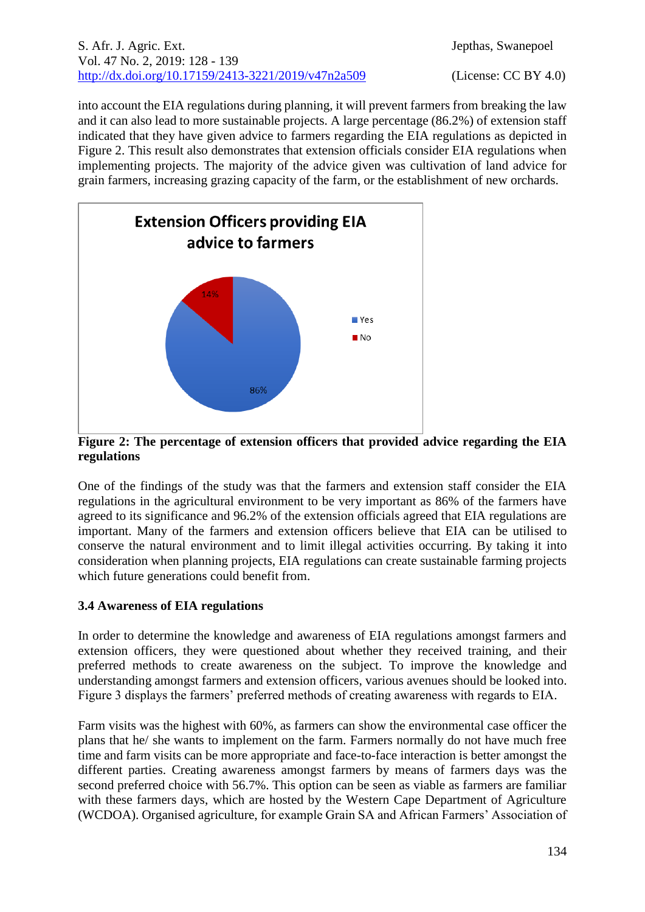into account the EIA regulations during planning, it will prevent farmers from breaking the law and it can also lead to more sustainable projects. A large percentage (86.2%) of extension staff indicated that they have given advice to farmers regarding the EIA regulations as depicted in Figure 2. This result also demonstrates that extension officials consider EIA regulations when implementing projects. The majority of the advice given was cultivation of land advice for grain farmers, increasing grazing capacity of the farm, or the establishment of new orchards.

**Extension Officers providing EIA advice to farmers**

| Response | Percentage |
|---|---|
| Yes | 86% |
| No | 14% |

**Figure 2: The percentage of extension officers that provided advice regarding the EIA regulations**

One of the findings of the study was that the farmers and extension staff consider the EIA regulations in the agricultural environment to be very important as 86% of the farmers have agreed to its significance and 96.2% of the extension officials agreed that EIA regulations are important. Many of the farmers and extension officers believe that EIA can be utilised to conserve the natural environment and to limit illegal activities occurring. By taking it into consideration when planning projects, EIA regulations can create sustainable farming projects which future generations could benefit from.

### 3.4 Awareness of EIA regulations

In order to determine the knowledge and awareness of EIA regulations amongst farmers and extension officers, they were questioned about whether they received training, and their preferred methods to create awareness on the subject. To improve the knowledge and understanding amongst farmers and extension officers, various avenues should be looked into. Figure 3 displays the farmers' preferred methods of creating awareness with regards to EIA.

Farm visits was the highest with 60%, as farmers can show the environmental case officer the plans that he/ she wants to implement on the farm. Farmers normally do not have much free time and farm visits can be more appropriate and face-to-face interaction is better amongst the different parties. Creating awareness amongst farmers by means of farmers days was the second preferred choice with 56.7%. This option can be seen as viable as farmers are familiar with these farmers days, which are hosted by the Western Cape Department of Agriculture (WCDOA). Organised agriculture, for example Grain SA and African Farmers' Association of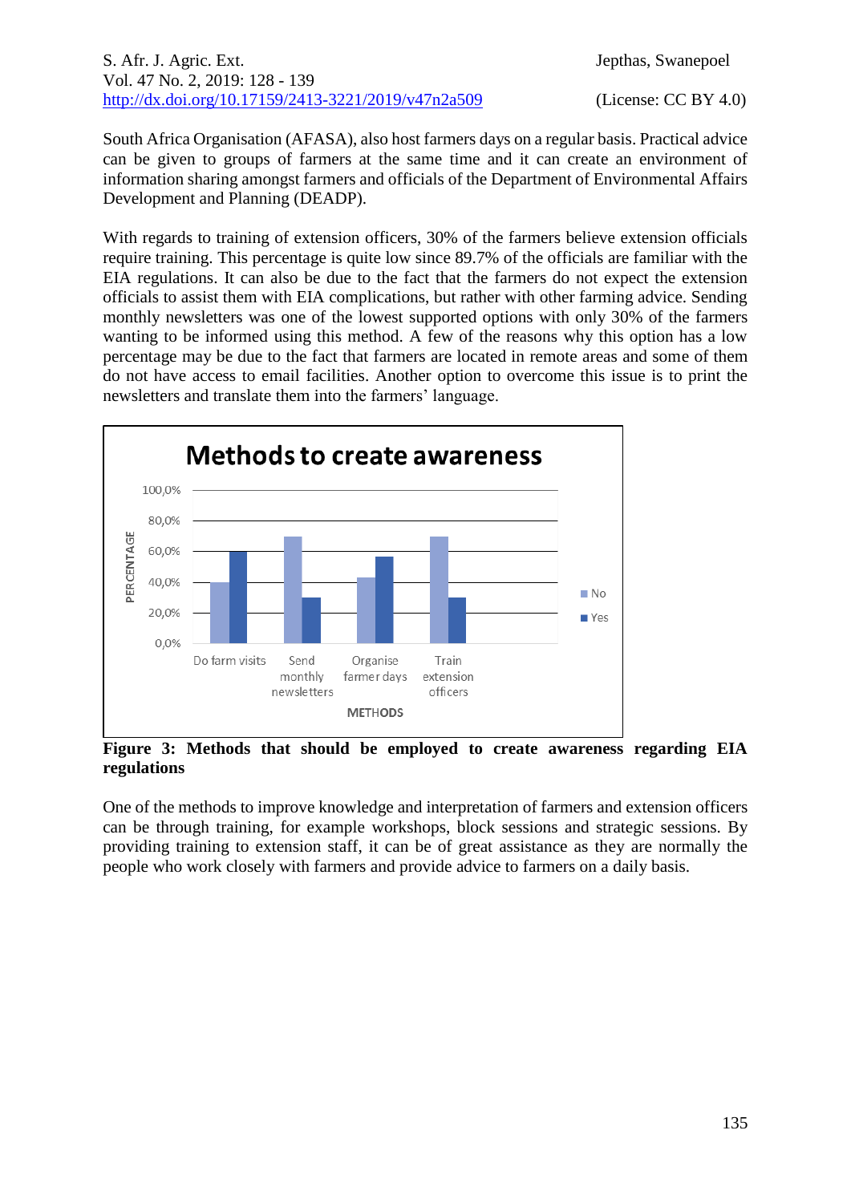South Africa Organisation (AFASA), also host farmers days on a regular basis. Practical advice can be given to groups of farmers at the same time and it can create an environment of information sharing amongst farmers and officials of the Department of Environmental Affairs Development and Planning (DEADP).

With regards to training of extension officers, 30% of the farmers believe extension officials require training. This percentage is quite low since 89.7% of the officials are familiar with the EIA regulations. It can also be due to the fact that the farmers do not expect the extension officials to assist them with EIA complications, but rather with other farming advice. Sending monthly newsletters was one of the lowest supported options with only 30% of the farmers wanting to be informed using this method. A few of the reasons why this option has a low percentage may be due to the fact that farmers are located in remote areas and some of them do not have access to email facilities. Another option to overcome this issue is to print the newsletters and translate them into the farmers' language.

**Figure 3: Methods that should be employed to create awareness regarding EIA regulations**

One of the methods to improve knowledge and interpretation of farmers and extension officers can be through training, for example workshops, block sessions and strategic sessions. By providing training to extension staff, it can be of great assistance as they are normally the people who work closely with farmers and provide advice to farmers on a daily basis.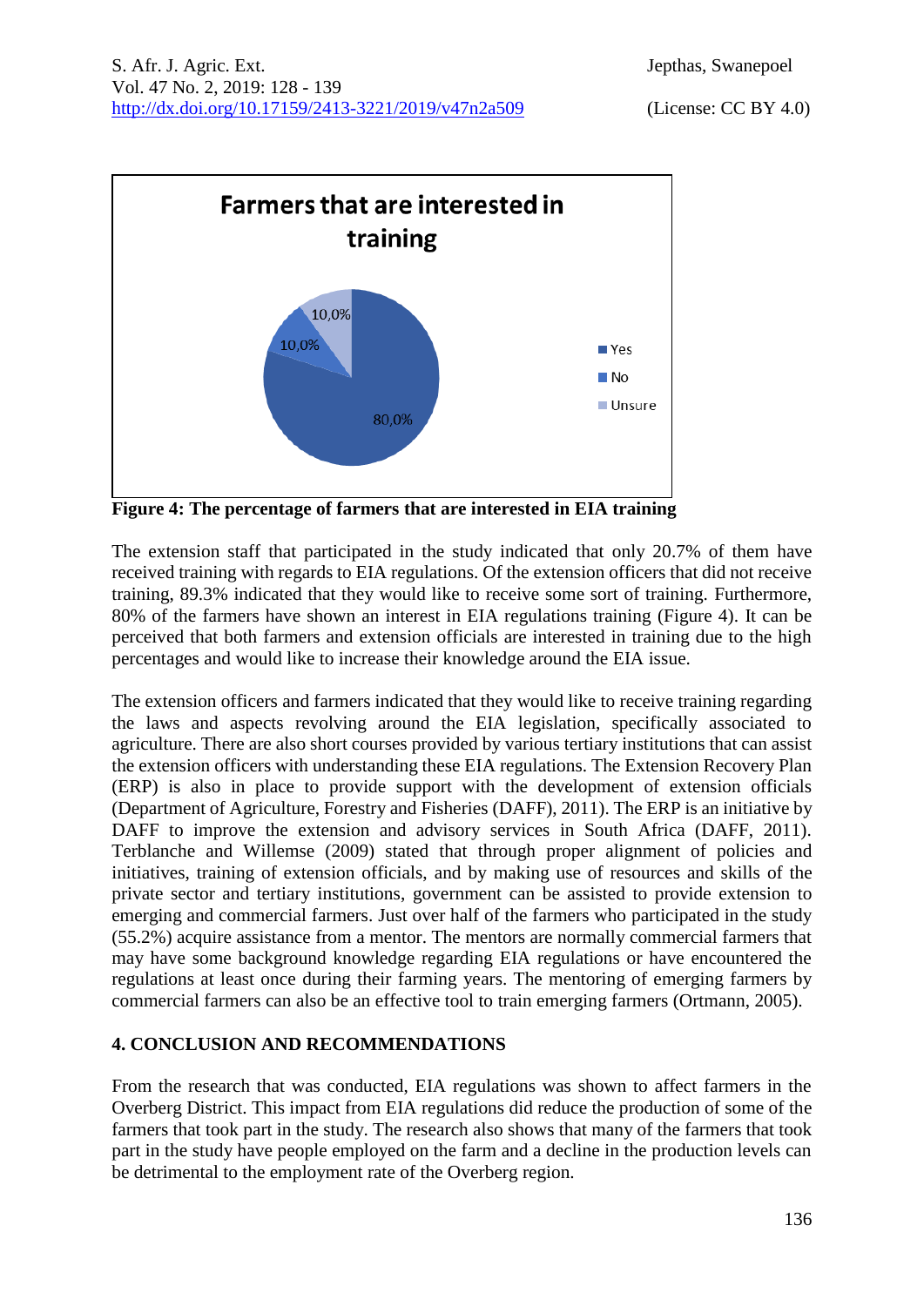**Figure 4: The percentage of farmers that are interested in EIA training**

The extension staff that participated in the study indicated that only 20.7% of them have received training with regards to EIA regulations. Of the extension officers that did not receive training, 89.3% indicated that they would like to receive some sort of training. Furthermore, 80% of the farmers have shown an interest in EIA regulations training (Figure 4). It can be perceived that both farmers and extension officials are interested in training due to the high percentages and would like to increase their knowledge around the EIA issue.

The extension officers and farmers indicated that they would like to receive training regarding the laws and aspects revolving around the EIA legislation, specifically associated to agriculture. There are also short courses provided by various tertiary institutions that can assist the extension officers with understanding these EIA regulations. The Extension Recovery Plan (ERP) is also in place to provide support with the development of extension officials (Department of Agriculture, Forestry and Fisheries (DAFF), 2011). The ERP is an initiative by DAFF to improve the extension and advisory services in South Africa (DAFF, 2011). Terblanche and Willemse (2009) stated that through proper alignment of policies and initiatives, training of extension officials, and by making use of resources and skills of the private sector and tertiary institutions, government can be assisted to provide extension to emerging and commercial farmers. Just over half of the farmers who participated in the study (55.2%) acquire assistance from a mentor. The mentors are normally commercial farmers that may have some background knowledge regarding EIA regulations or have encountered the regulations at least once during their farming years. The mentoring of emerging farmers by commercial farmers can also be an effective tool to train emerging farmers (Ortmann, 2005).

## 4. CONCLUSION AND RECOMMENDATIONS

From the research that was conducted, EIA regulations was shown to affect farmers in the Overberg District. This impact from EIA regulations did reduce the production of some of the farmers that took part in the study. The research also shows that many of the farmers that took part in the study have people employed on the farm and a decline in the production levels can be detrimental to the employment rate of the Overberg region.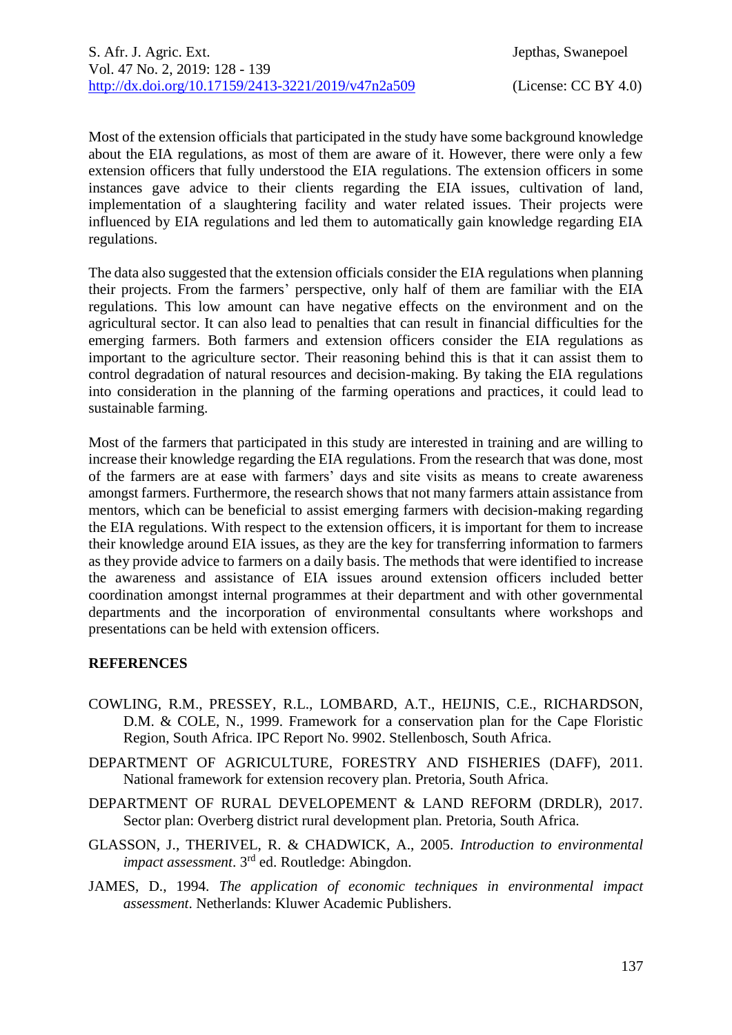Most of the extension officials that participated in the study have some background knowledge about the EIA regulations, as most of them are aware of it. However, there were only a few extension officers that fully understood the EIA regulations. The extension officers in some instances gave advice to their clients regarding the EIA issues, cultivation of land, implementation of a slaughtering facility and water related issues. Their projects were influenced by EIA regulations and led them to automatically gain knowledge regarding EIA regulations.

The data also suggested that the extension officials consider the EIA regulations when planning their projects. From the farmers' perspective, only half of them are familiar with the EIA regulations. This low amount can have negative effects on the environment and on the agricultural sector. It can also lead to penalties that can result in financial difficulties for the emerging farmers. Both farmers and extension officers consider the EIA regulations as important to the agriculture sector. Their reasoning behind this is that it can assist them to control degradation of natural resources and decision-making. By taking the EIA regulations into consideration in the planning of the farming operations and practices, it could lead to sustainable farming.

Most of the farmers that participated in this study are interested in training and are willing to increase their knowledge regarding the EIA regulations. From the research that was done, most of the farmers are at ease with farmers' days and site visits as means to create awareness amongst farmers. Furthermore, the research shows that not many farmers attain assistance from mentors, which can be beneficial to assist emerging farmers with decision-making regarding the EIA regulations. With respect to the extension officers, it is important for them to increase their knowledge around EIA issues, as they are the key for transferring information to farmers as they provide advice to farmers on a daily basis. The methods that were identified to increase the awareness and assistance of EIA issues around extension officers included better coordination amongst internal programmes at their department and with other governmental departments and the incorporation of environmental consultants where workshops and presentations can be held with extension officers.

## REFERENCES

COWLING, R.M., PRESSEY, R.L., LOMBARD, A.T., HEIJNIS, C.E., RICHARDSON, D.M. & COLE, N., 1999. Framework for a conservation plan for the Cape Floristic Region, South Africa. IPC Report No. 9902. Stellenbosch, South Africa.

DEPARTMENT OF AGRICULTURE, FORESTRY AND FISHERIES (DAFF), 2011. National framework for extension recovery plan. Pretoria, South Africa.

DEPARTMENT OF RURAL DEVELOPEMENT & LAND REFORM (DRDLR), 2017. Sector plan: Overberg district rural development plan. Pretoria, South Africa.

GLASSON, J., THERIVEL, R. & CHADWICK, A., 2005. *Introduction to environmental impact assessment*. 3rd ed. Routledge: Abingdon.

JAMES, D., 1994. *The application of economic techniques in environmental impact assessment*. Netherlands: Kluwer Academic Publishers.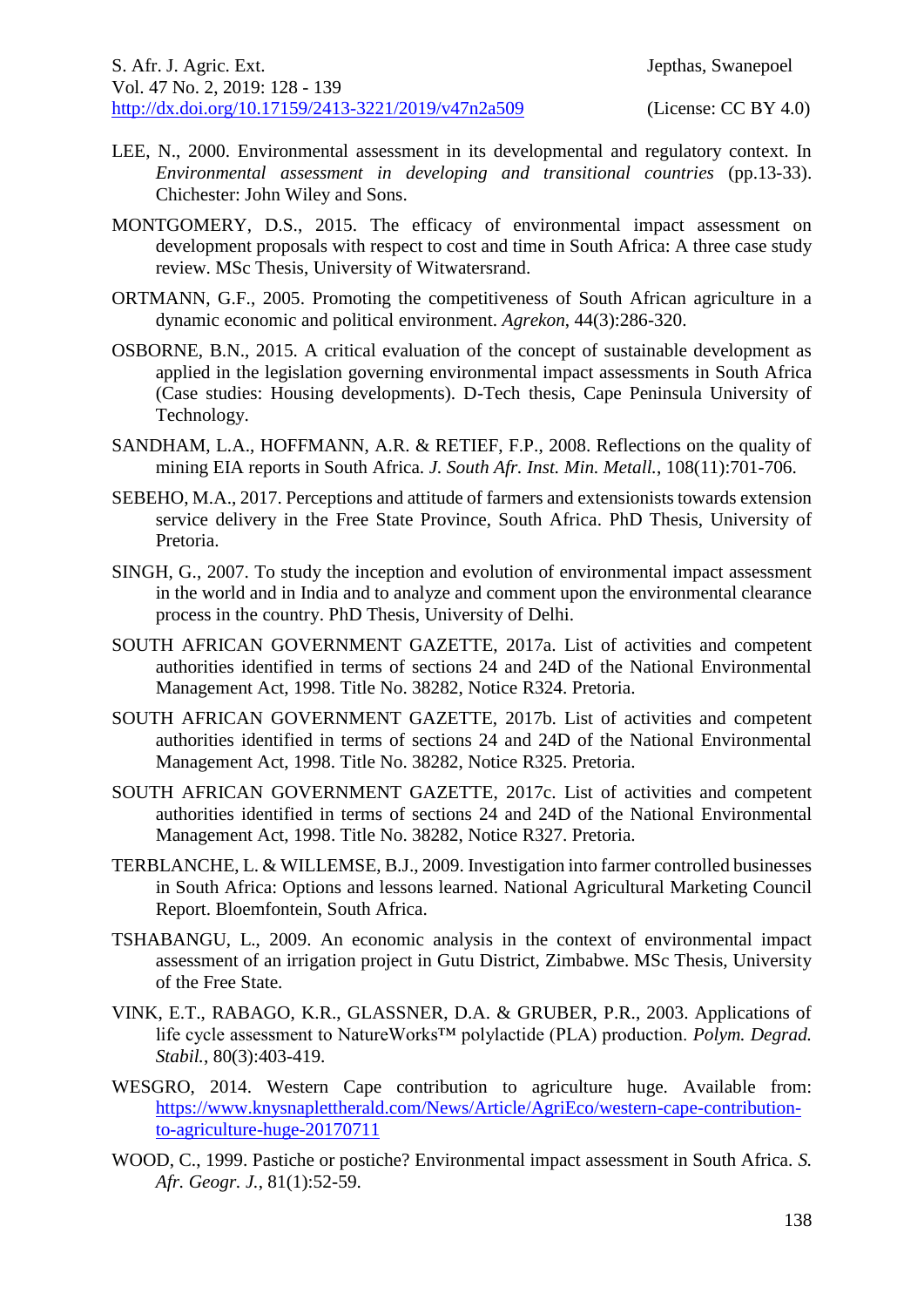LEE, N., 2000. Environmental assessment in its developmental and regulatory context. In *Environmental assessment in developing and transitional countries* (pp.13-33). Chichester: John Wiley and Sons.

MONTGOMERY, D.S., 2015. The efficacy of environmental impact assessment on development proposals with respect to cost and time in South Africa: A three case study review. MSc Thesis, University of Witwatersrand.

ORTMANN, G.F., 2005. Promoting the competitiveness of South African agriculture in a dynamic economic and political environment. *Agrekon*, 44(3):286-320.

OSBORNE, B.N., 2015. A critical evaluation of the concept of sustainable development as applied in the legislation governing environmental impact assessments in South Africa (Case studies: Housing developments). D-Tech thesis, Cape Peninsula University of Technology.

SANDHAM, L.A., HOFFMANN, A.R. & RETIEF, F.P., 2008. Reflections on the quality of mining EIA reports in South Africa. *J. South Afr. Inst. Min. Metall.*, 108(11):701-706.

SEBEHO, M.A., 2017. Perceptions and attitude of farmers and extensionists towards extension service delivery in the Free State Province, South Africa. PhD Thesis, University of Pretoria.

SINGH, G., 2007. To study the inception and evolution of environmental impact assessment in the world and in India and to analyze and comment upon the environmental clearance process in the country. PhD Thesis, University of Delhi.

SOUTH AFRICAN GOVERNMENT GAZETTE, 2017a. List of activities and competent authorities identified in terms of sections 24 and 24D of the National Environmental Management Act, 1998. Title No. 38282, Notice R324. Pretoria.

SOUTH AFRICAN GOVERNMENT GAZETTE, 2017b. List of activities and competent authorities identified in terms of sections 24 and 24D of the National Environmental Management Act, 1998. Title No. 38282, Notice R325. Pretoria.

SOUTH AFRICAN GOVERNMENT GAZETTE, 2017c. List of activities and competent authorities identified in terms of sections 24 and 24D of the National Environmental Management Act, 1998. Title No. 38282, Notice R327. Pretoria.

TERBLANCHE, L. & WILLEMSE, B.J., 2009. Investigation into farmer controlled businesses in South Africa: Options and lessons learned. National Agricultural Marketing Council Report. Bloemfontein, South Africa.

TSHABANGU, L., 2009. An economic analysis in the context of environmental impact assessment of an irrigation project in Gutu District, Zimbabwe. MSc Thesis, University of the Free State.

VINK, E.T., RABAGO, K.R., GLASSNER, D.A. & GRUBER, P.R., 2003. Applications of life cycle assessment to NatureWorks™ polylactide (PLA) production. *Polym. Degrad. Stabil.*, 80(3):403-419.

WESGRO, 2014. Western Cape contribution to agriculture huge. Available from: https://www.knysnaplettherald.com/News/Article/AgriEco/western-cape-contribution-to-agriculture-huge-20170711

WOOD, C., 1999. Pastiche or postiche? Environmental impact assessment in South Africa. *S. Afr. Geogr. J.*, 81(1):52-59.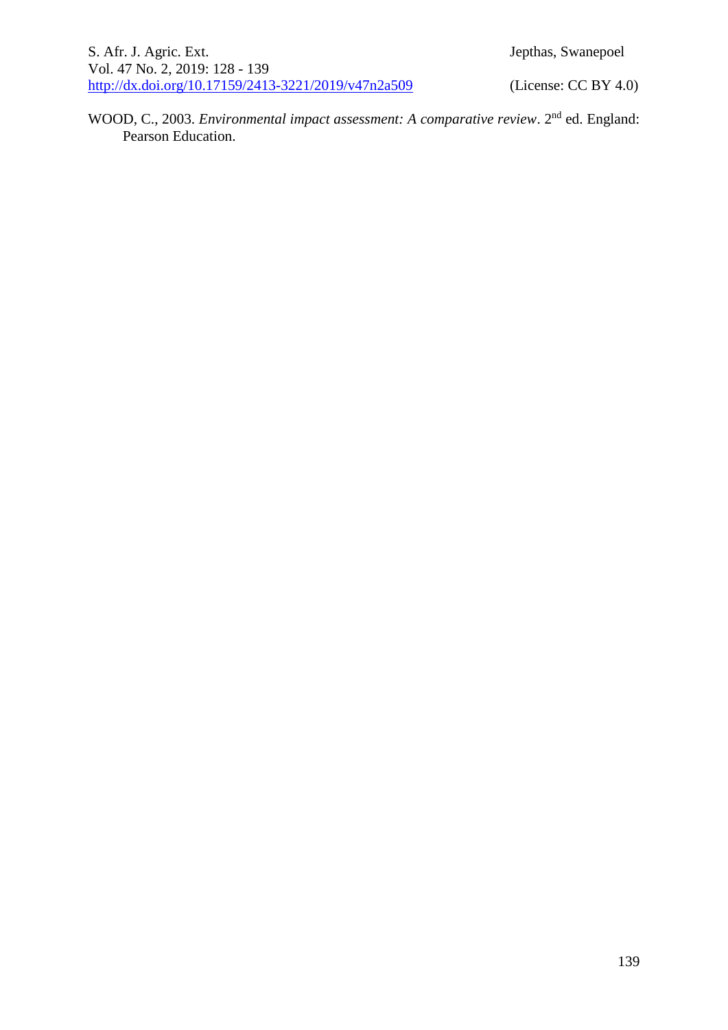WOOD, C., 2003. *Environmental impact assessment: A comparative review*. 2nd ed. England: Pearson Education.